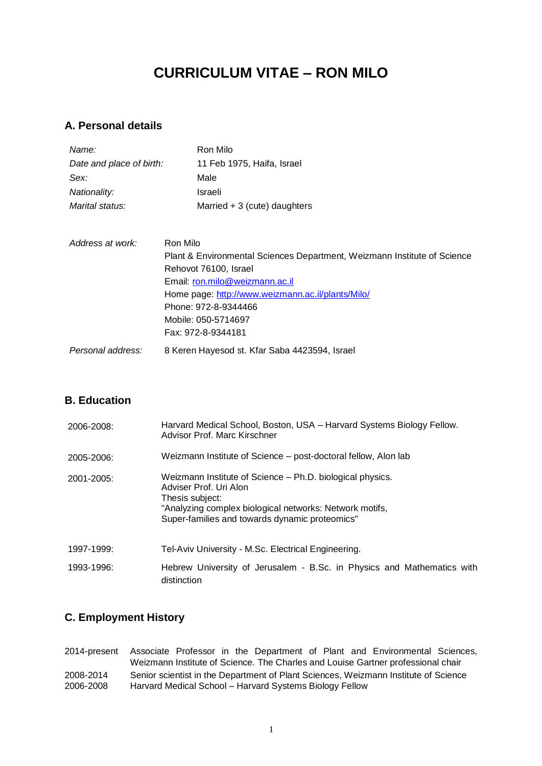# CURRICULUM VITAE – RON MILO

## A. Personal details

| | |
|---|---|
| *Name:* | Ron Milo |
| *Date and place of birth:* | 11 Feb 1975, Haifa, Israel |
| *Sex:* | Male |
| *Nationality:* | Israeli |
| *Marital status:* | Married + 3 (cute) daughters |

| | |
|---|---|
| *Address at work:* | Ron Milo<br>Plant & Environmental Sciences Department, Weizmann Institute of Science<br>Rehovot 76100, Israel<br>Email: [ron.milo@weizmann.ac.il](mailto:ron.milo@weizmann.ac.il)<br>Home page: [http://www.weizmann.ac.il/plants/Milo/](http://www.weizmann.ac.il/plants/Milo/)<br>Phone: 972-8-9344466<br>Mobile: 050-5714697<br>Fax: 972-8-9344181 |
| *Personal address:* | 8 Keren Hayesod st. Kfar Saba 4423594, Israel |

## B. Education

| | |
|---|---|
| 2006-2008: | Harvard Medical School, Boston, USA – Harvard Systems Biology Fellow.<br>Advisor Prof. Marc Kirschner |
| 2005-2006: | Weizmann Institute of Science – post-doctoral fellow, Alon lab |
| 2001-2005: | Weizmann Institute of Science – Ph.D. biological physics.<br>Adviser Prof. Uri Alon<br>Thesis subject:<br>"Analyzing complex biological networks: Network motifs, Super-families and towards dynamic proteomics" |
| 1997-1999: | Tel-Aviv University - M.Sc. Electrical Engineering. |
| 1993-1996: | Hebrew University of Jerusalem - B.Sc. in Physics and Mathematics with distinction |

## C. Employment History

| | |
|---|---|
| 2014-present | Associate Professor in the Department of Plant and Environmental Sciences, Weizmann Institute of Science. The Charles and Louise Gartner professional chair |
| 2008-2014 | Senior scientist in the Department of Plant Sciences, Weizmann Institute of Science |
| 2006-2008 | Harvard Medical School – Harvard Systems Biology Fellow |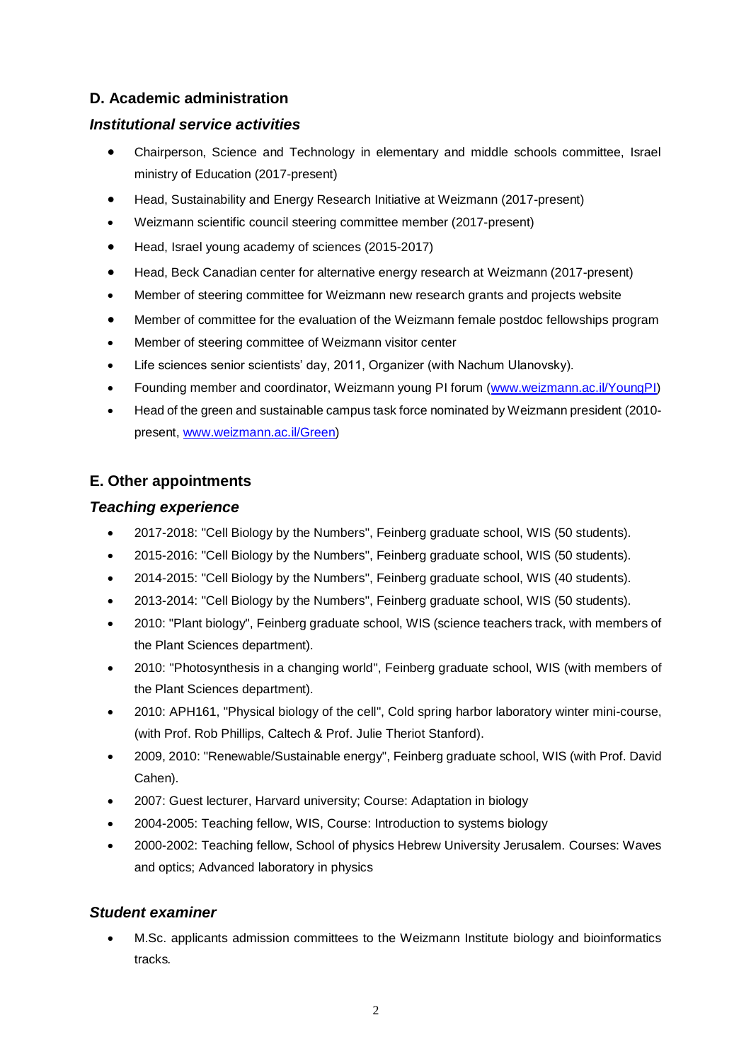## D. Academic administration

### *Institutional service activities*

- Chairperson, Science and Technology in elementary and middle schools committee, Israel ministry of Education (2017-present)
- Head, Sustainability and Energy Research Initiative at Weizmann (2017-present)
- Weizmann scientific council steering committee member (2017-present)
- Head, Israel young academy of sciences (2015-2017)
- Head, Beck Canadian center for alternative energy research at Weizmann (2017-present)
- Member of steering committee for Weizmann new research grants and projects website
- Member of committee for the evaluation of the Weizmann female postdoc fellowships program
- Member of steering committee of Weizmann visitor center
- Life sciences senior scientists' day, 2011, Organizer (with Nachum Ulanovsky).
- Founding member and coordinator, Weizmann young PI forum (www.weizmann.ac.il/YoungPI)
- Head of the green and sustainable campus task force nominated by Weizmann president (2010-present, www.weizmann.ac.il/Green)

## E. Other appointments

### *Teaching experience*

- 2017-2018: "Cell Biology by the Numbers", Feinberg graduate school, WIS (50 students).
- 2015-2016: "Cell Biology by the Numbers", Feinberg graduate school, WIS (50 students).
- 2014-2015: "Cell Biology by the Numbers", Feinberg graduate school, WIS (40 students).
- 2013-2014: "Cell Biology by the Numbers", Feinberg graduate school, WIS (50 students).
- 2010: "Plant biology", Feinberg graduate school, WIS (science teachers track, with members of the Plant Sciences department).
- 2010: "Photosynthesis in a changing world", Feinberg graduate school, WIS (with members of the Plant Sciences department).
- 2010: APH161, "Physical biology of the cell", Cold spring harbor laboratory winter mini-course, (with Prof. Rob Phillips, Caltech & Prof. Julie Theriot Stanford).
- 2009, 2010: "Renewable/Sustainable energy", Feinberg graduate school, WIS (with Prof. David Cahen).
- 2007: Guest lecturer, Harvard university; Course: Adaptation in biology
- 2004-2005: Teaching fellow, WIS, Course: Introduction to systems biology
- 2000-2002: Teaching fellow, School of physics Hebrew University Jerusalem. Courses: Waves and optics; Advanced laboratory in physics

### *Student examiner*

- M.Sc. applicants admission committees to the Weizmann Institute biology and bioinformatics tracks.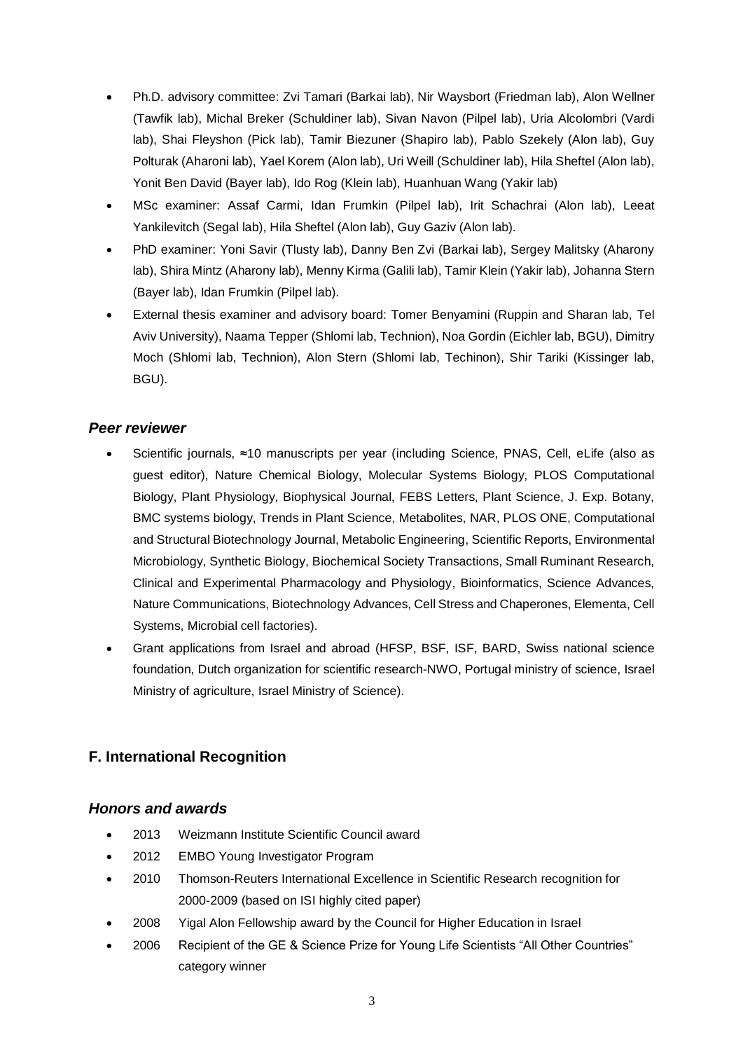- Ph.D. advisory committee: Zvi Tamari (Barkai lab), Nir Waysbort (Friedman lab), Alon Wellner (Tawfik lab), Michal Breker (Schuldiner lab), Sivan Navon (Pilpel lab), Uria Alcolombri (Vardi lab), Shai Fleyshon (Pick lab), Tamir Biezuner (Shapiro lab), Pablo Szekely (Alon lab), Guy Polturak (Aharoni lab), Yael Korem (Alon lab), Uri Weill (Schuldiner lab), Hila Sheftel (Alon lab), Yonit Ben David (Bayer lab), Ido Rog (Klein lab), Huanhuan Wang (Yakir lab)
- MSc examiner: Assaf Carmi, Idan Frumkin (Pilpel lab), Irit Schachrai (Alon lab), Leeat Yankilevitch (Segal lab), Hila Sheftel (Alon lab), Guy Gaziv (Alon lab).
- PhD examiner: Yoni Savir (Tlusty lab), Danny Ben Zvi (Barkai lab), Sergey Malitsky (Aharony lab), Shira Mintz (Aharony lab), Menny Kirma (Galili lab), Tamir Klein (Yakir lab), Johanna Stern (Bayer lab), Idan Frumkin (Pilpel lab).
- External thesis examiner and advisory board: Tomer Benyamini (Ruppin and Sharan lab, Tel Aviv University), Naama Tepper (Shlomi lab, Technion), Noa Gordin (Eichler lab, BGU), Dimitry Moch (Shlomi lab, Technion), Alon Stern (Shlomi lab, Techinon), Shir Tariki (Kissinger lab, BGU).

### *Peer reviewer*

- Scientific journals, ≈10 manuscripts per year (including Science, PNAS, Cell, eLife (also as guest editor), Nature Chemical Biology, Molecular Systems Biology, PLOS Computational Biology, Plant Physiology, Biophysical Journal, FEBS Letters, Plant Science, J. Exp. Botany, BMC systems biology, Trends in Plant Science, Metabolites, NAR, PLOS ONE, Computational and Structural Biotechnology Journal, Metabolic Engineering, Scientific Reports, Environmental Microbiology, Synthetic Biology, Biochemical Society Transactions, Small Ruminant Research, Clinical and Experimental Pharmacology and Physiology, Bioinformatics, Science Advances, Nature Communications, Biotechnology Advances, Cell Stress and Chaperones, Elementa, Cell Systems, Microbial cell factories).
- Grant applications from Israel and abroad (HFSP, BSF, ISF, BARD, Swiss national science foundation, Dutch organization for scientific research-NWO, Portugal ministry of science, Israel Ministry of agriculture, Israel Ministry of Science).

## F. International Recognition

### *Honors and awards*

- 2013 Weizmann Institute Scientific Council award
- 2012 EMBO Young Investigator Program
- 2010 Thomson-Reuters International Excellence in Scientific Research recognition for 2000-2009 (based on ISI highly cited paper)
- 2008 Yigal Alon Fellowship award by the Council for Higher Education in Israel
- 2006 Recipient of the GE & Science Prize for Young Life Scientists "All Other Countries" category winner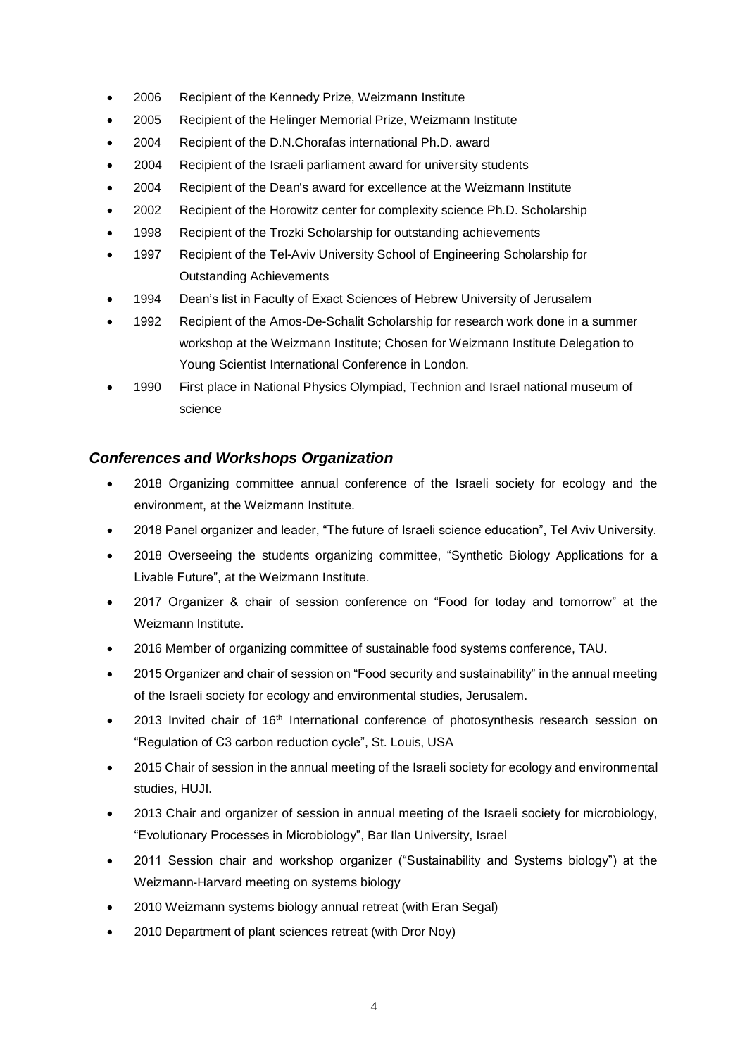- 2006 Recipient of the Kennedy Prize, Weizmann Institute
- 2005 Recipient of the Helinger Memorial Prize, Weizmann Institute
- 2004 Recipient of the D.N.Chorafas international Ph.D. award
- 2004 Recipient of the Israeli parliament award for university students
- 2004 Recipient of the Dean's award for excellence at the Weizmann Institute
- 2002 Recipient of the Horowitz center for complexity science Ph.D. Scholarship
- 1998 Recipient of the Trozki Scholarship for outstanding achievements
- 1997 Recipient of the Tel-Aviv University School of Engineering Scholarship for Outstanding Achievements
- 1994 Dean's list in Faculty of Exact Sciences of Hebrew University of Jerusalem
- 1992 Recipient of the Amos-De-Schalit Scholarship for research work done in a summer workshop at the Weizmann Institute; Chosen for Weizmann Institute Delegation to Young Scientist International Conference in London.
- 1990 First place in National Physics Olympiad, Technion and Israel national museum of science

### *Conferences and Workshops Organization*

- 2018 Organizing committee annual conference of the Israeli society for ecology and the environment, at the Weizmann Institute.
- 2018 Panel organizer and leader, "The future of Israeli science education", Tel Aviv University.
- 2018 Overseeing the students organizing committee, "Synthetic Biology Applications for a Livable Future", at the Weizmann Institute.
- 2017 Organizer & chair of session conference on "Food for today and tomorrow" at the Weizmann Institute.
- 2016 Member of organizing committee of sustainable food systems conference, TAU.
- 2015 Organizer and chair of session on "Food security and sustainability" in the annual meeting of the Israeli society for ecology and environmental studies, Jerusalem.
- 2013 Invited chair of 16th International conference of photosynthesis research session on "Regulation of C3 carbon reduction cycle", St. Louis, USA
- 2015 Chair of session in the annual meeting of the Israeli society for ecology and environmental studies, HUJI.
- 2013 Chair and organizer of session in annual meeting of the Israeli society for microbiology, "Evolutionary Processes in Microbiology", Bar Ilan University, Israel
- 2011 Session chair and workshop organizer ("Sustainability and Systems biology") at the Weizmann-Harvard meeting on systems biology
- 2010 Weizmann systems biology annual retreat (with Eran Segal)
- 2010 Department of plant sciences retreat (with Dror Noy)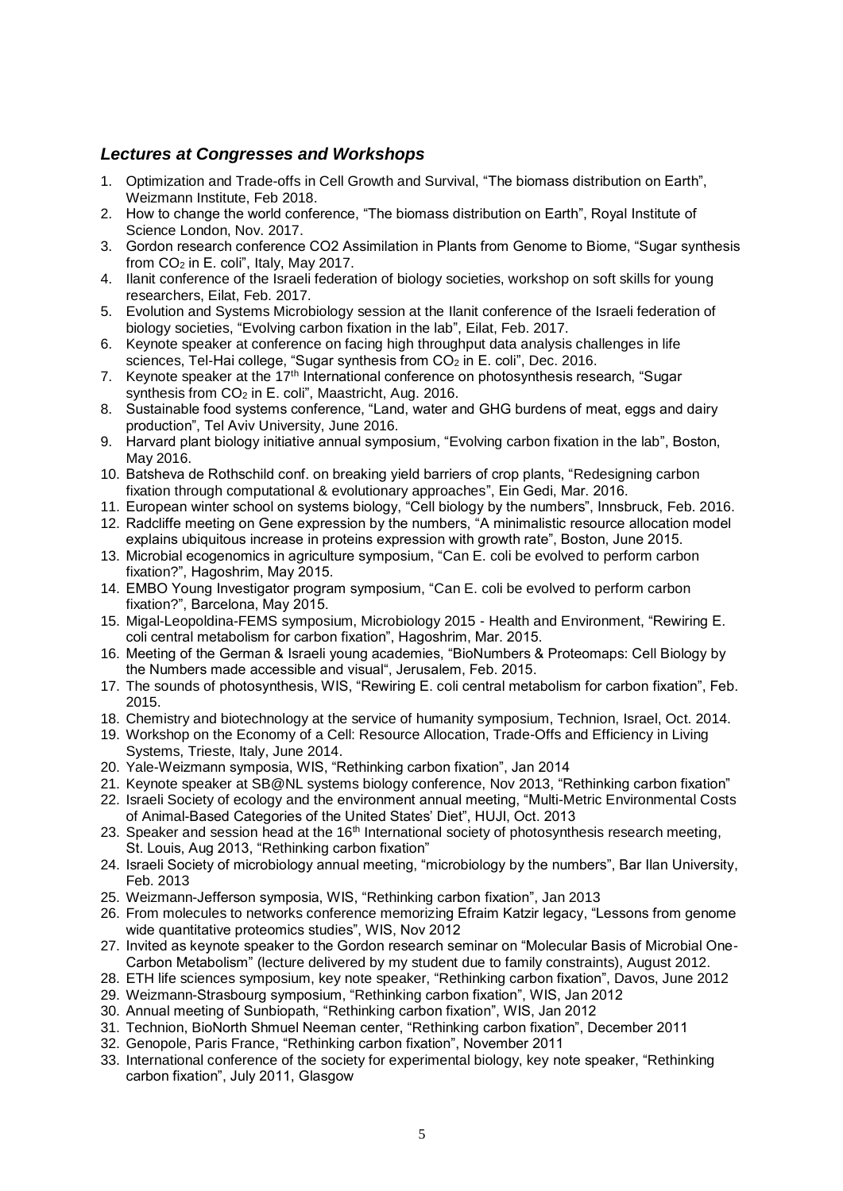### *Lectures at Congresses and Workshops*

1. Optimization and Trade-offs in Cell Growth and Survival, "The biomass distribution on Earth", Weizmann Institute, Feb 2018.
2. How to change the world conference, "The biomass distribution on Earth", Royal Institute of Science London, Nov. 2017.
3. Gordon research conference CO2 Assimilation in Plants from Genome to Biome, "Sugar synthesis from $CO_2$ in E. coli", Italy, May 2017.
4. Ilanit conference of the Israeli federation of biology societies, workshop on soft skills for young researchers, Eilat, Feb. 2017.
5. Evolution and Systems Microbiology session at the Ilanit conference of the Israeli federation of biology societies, "Evolving carbon fixation in the lab", Eilat, Feb. 2017.
6. Keynote speaker at conference on facing high throughput data analysis challenges in life sciences, Tel-Hai college, "Sugar synthesis from $CO_2$ in E. coli", Dec. 2016.
7. Keynote speaker at the 17th International conference on photosynthesis research, "Sugar synthesis from $CO_2$ in E. coli", Maastricht, Aug. 2016.
8. Sustainable food systems conference, "Land, water and GHG burdens of meat, eggs and dairy production", Tel Aviv University, June 2016.
9. Harvard plant biology initiative annual symposium, "Evolving carbon fixation in the lab", Boston, May 2016.
10. Batsheva de Rothschild conf. on breaking yield barriers of crop plants, "Redesigning carbon fixation through computational & evolutionary approaches", Ein Gedi, Mar. 2016.
11. European winter school on systems biology, "Cell biology by the numbers", Innsbruck, Feb. 2016.
12. Radcliffe meeting on Gene expression by the numbers, "A minimalistic resource allocation model explains ubiquitous increase in proteins expression with growth rate", Boston, June 2015.
13. Microbial ecogenomics in agriculture symposium, "Can E. coli be evolved to perform carbon fixation?", Hagoshrim, May 2015.
14. EMBO Young Investigator program symposium, "Can E. coli be evolved to perform carbon fixation?", Barcelona, May 2015.
15. Migal-Leopoldina-FEMS symposium, Microbiology 2015 - Health and Environment, "Rewiring E. coli central metabolism for carbon fixation", Hagoshrim, Mar. 2015.
16. Meeting of the German & Israeli young academies, "BioNumbers & Proteomaps: Cell Biology by the Numbers made accessible and visual", Jerusalem, Feb. 2015.
17. The sounds of photosynthesis, WIS, "Rewiring E. coli central metabolism for carbon fixation", Feb. 2015.
18. Chemistry and biotechnology at the service of humanity symposium, Technion, Israel, Oct. 2014.
19. Workshop on the Economy of a Cell: Resource Allocation, Trade-Offs and Efficiency in Living Systems, Trieste, Italy, June 2014.
20. Yale-Weizmann symposia, WIS, "Rethinking carbon fixation", Jan 2014
21. Keynote speaker at SB@NL systems biology conference, Nov 2013, "Rethinking carbon fixation"
22. Israeli Society of ecology and the environment annual meeting, "Multi-Metric Environmental Costs of Animal-Based Categories of the United States' Diet", HUJI, Oct. 2013
23. Speaker and session head at the 16th International society of photosynthesis research meeting, St. Louis, Aug 2013, "Rethinking carbon fixation"
24. Israeli Society of microbiology annual meeting, "microbiology by the numbers", Bar Ilan University, Feb. 2013
25. Weizmann-Jefferson symposia, WIS, "Rethinking carbon fixation", Jan 2013
26. From molecules to networks conference memorizing Efraim Katzir legacy, "Lessons from genome wide quantitative proteomics studies", WIS, Nov 2012
27. Invited as keynote speaker to the Gordon research seminar on "Molecular Basis of Microbial One-Carbon Metabolism" (lecture delivered by my student due to family constraints), August 2012.
28. ETH life sciences symposium, key note speaker, "Rethinking carbon fixation", Davos, June 2012
29. Weizmann-Strasbourg symposium, "Rethinking carbon fixation", WIS, Jan 2012
30. Annual meeting of Sunbiopath, "Rethinking carbon fixation", WIS, Jan 2012
31. Technion, BioNorth Shmuel Neeman center, "Rethinking carbon fixation", December 2011
32. Genopole, Paris France, "Rethinking carbon fixation", November 2011
33. International conference of the society for experimental biology, key note speaker, "Rethinking carbon fixation", July 2011, Glasgow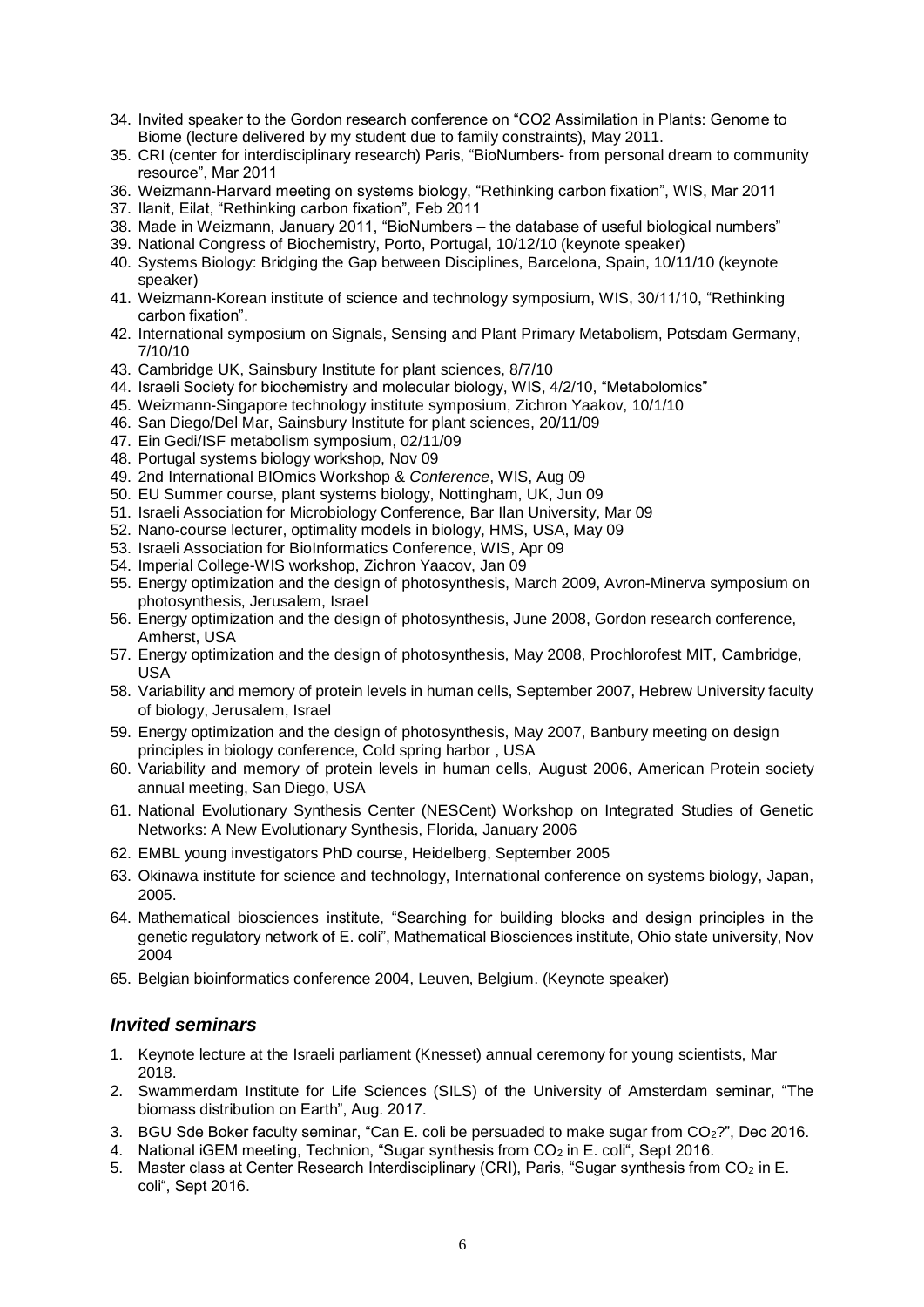34. Invited speaker to the Gordon research conference on "CO2 Assimilation in Plants: Genome to Biome (lecture delivered by my student due to family constraints), May 2011.
35. CRI (center for interdisciplinary research) Paris, "BioNumbers- from personal dream to community resource", Mar 2011
36. Weizmann-Harvard meeting on systems biology, "Rethinking carbon fixation", WIS, Mar 2011
37. Ilanit, Eilat, "Rethinking carbon fixation", Feb 2011
38. Made in Weizmann, January 2011, "BioNumbers – the database of useful biological numbers"
39. National Congress of Biochemistry, Porto, Portugal, 10/12/10 (keynote speaker)
40. Systems Biology: Bridging the Gap between Disciplines, Barcelona, Spain, 10/11/10 (keynote speaker)
41. Weizmann-Korean institute of science and technology symposium, WIS, 30/11/10, "Rethinking carbon fixation".
42. International symposium on Signals, Sensing and Plant Primary Metabolism, Potsdam Germany, 7/10/10
43. Cambridge UK, Sainsbury Institute for plant sciences, 8/7/10
44. Israeli Society for biochemistry and molecular biology, WIS, 4/2/10, "Metabolomics"
45. Weizmann-Singapore technology institute symposium, Zichron Yaakov, 10/1/10
46. San Diego/Del Mar, Sainsbury Institute for plant sciences, 20/11/09
47. Ein Gedi/ISF metabolism symposium, 02/11/09
48. Portugal systems biology workshop, Nov 09
49. 2nd International BIOmics Workshop & *Conference*, WIS, Aug 09
50. EU Summer course, plant systems biology, Nottingham, UK, Jun 09
51. Israeli Association for Microbiology Conference, Bar Ilan University, Mar 09
52. Nano-course lecturer, optimality models in biology, HMS, USA, May 09
53. Israeli Association for BioInformatics Conference, WIS, Apr 09
54. Imperial College-WIS workshop, Zichron Yaacov, Jan 09
55. Energy optimization and the design of photosynthesis, March 2009, Avron-Minerva symposium on photosynthesis, Jerusalem, Israel
56. Energy optimization and the design of photosynthesis, June 2008, Gordon research conference, Amherst, USA
57. Energy optimization and the design of photosynthesis, May 2008, Prochlorofest MIT, Cambridge, USA
58. Variability and memory of protein levels in human cells, September 2007, Hebrew University faculty of biology, Jerusalem, Israel
59. Energy optimization and the design of photosynthesis, May 2007, Banbury meeting on design principles in biology conference, Cold spring harbor , USA
60. Variability and memory of protein levels in human cells, August 2006, American Protein society annual meeting, San Diego, USA
61. National Evolutionary Synthesis Center (NESCent) Workshop on Integrated Studies of Genetic Networks: A New Evolutionary Synthesis, Florida, January 2006
62. EMBL young investigators PhD course, Heidelberg, September 2005
63. Okinawa institute for science and technology, International conference on systems biology, Japan, 2005.
64. Mathematical biosciences institute, "Searching for building blocks and design principles in the genetic regulatory network of E. coli", Mathematical Biosciences institute, Ohio state university, Nov 2004
65. Belgian bioinformatics conference 2004, Leuven, Belgium. (Keynote speaker)

### ***Invited seminars***

1. Keynote lecture at the Israeli parliament (Knesset) annual ceremony for young scientists, Mar 2018.
2. Swammerdam Institute for Life Sciences (SILS) of the University of Amsterdam seminar, "The biomass distribution on Earth", Aug. 2017.
3. BGU Sde Boker faculty seminar, "Can E. coli be persuaded to make sugar from $CO_2$?", Dec 2016.
4. National iGEM meeting, Technion, "Sugar synthesis from $CO_2$ in E. coli", Sept 2016.
5. Master class at Center Research Interdisciplinary (CRI), Paris, "Sugar synthesis from $CO_2$ in E. coli", Sept 2016.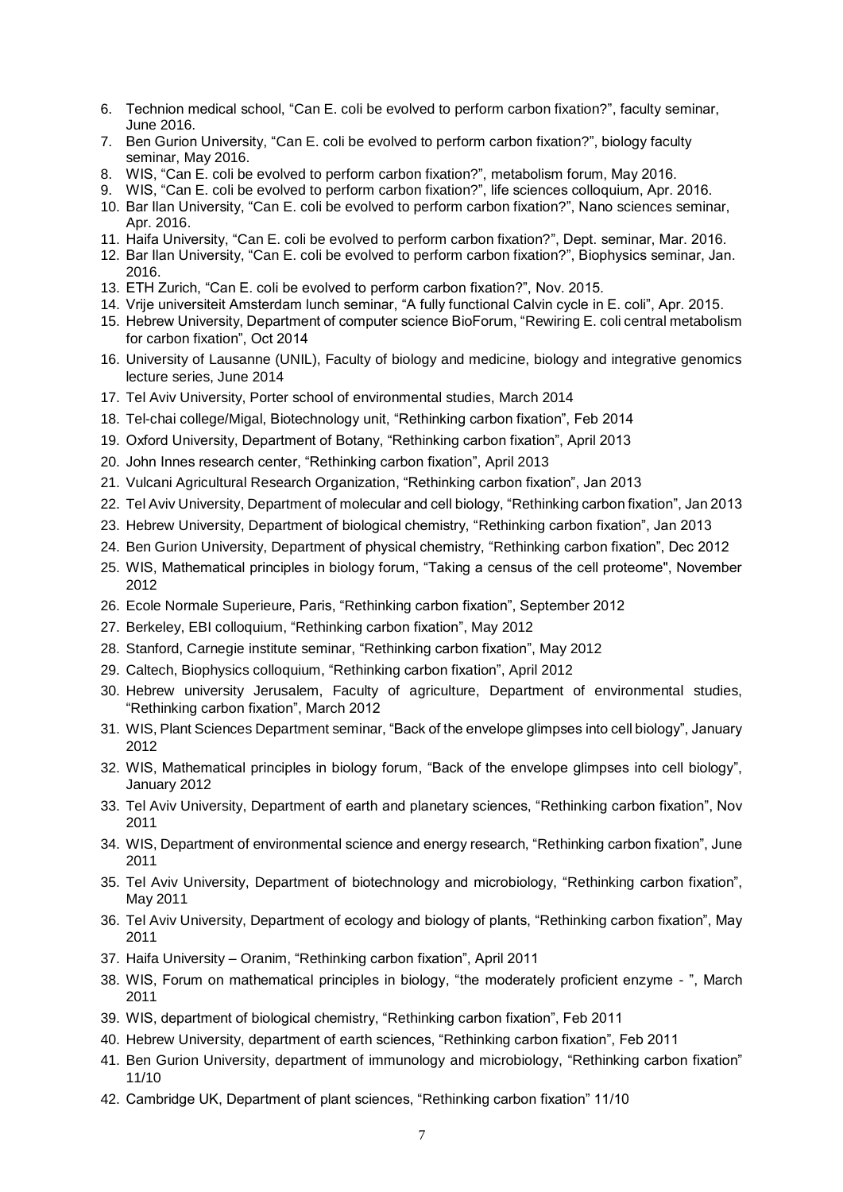6. Technion medical school, “Can E. coli be evolved to perform carbon fixation?”, faculty seminar, June 2016.
7. Ben Gurion University, “Can E. coli be evolved to perform carbon fixation?”, biology faculty seminar, May 2016.
8. WIS, “Can E. coli be evolved to perform carbon fixation?”, metabolism forum, May 2016.
9. WIS, “Can E. coli be evolved to perform carbon fixation?”, life sciences colloquium, Apr. 2016.
10. Bar Ilan University, “Can E. coli be evolved to perform carbon fixation?”, Nano sciences seminar, Apr. 2016.
11. Haifa University, “Can E. coli be evolved to perform carbon fixation?”, Dept. seminar, Mar. 2016.
12. Bar Ilan University, “Can E. coli be evolved to perform carbon fixation?”, Biophysics seminar, Jan. 2016.
13. ETH Zurich, “Can E. coli be evolved to perform carbon fixation?”, Nov. 2015.
14. Vrije universiteit Amsterdam lunch seminar, “A fully functional Calvin cycle in E. coli”, Apr. 2015.
15. Hebrew University, Department of computer science BioForum, “Rewiring E. coli central metabolism for carbon fixation”, Oct 2014
16. University of Lausanne (UNIL), Faculty of biology and medicine, biology and integrative genomics lecture series, June 2014
17. Tel Aviv University, Porter school of environmental studies, March 2014
18. Tel-chai college/Migal, Biotechnology unit, “Rethinking carbon fixation”, Feb 2014
19. Oxford University, Department of Botany, “Rethinking carbon fixation”, April 2013
20. John Innes research center, “Rethinking carbon fixation”, April 2013
21. Vulcani Agricultural Research Organization, “Rethinking carbon fixation”, Jan 2013
22. Tel Aviv University, Department of molecular and cell biology, “Rethinking carbon fixation”, Jan 2013
23. Hebrew University, Department of biological chemistry, “Rethinking carbon fixation”, Jan 2013
24. Ben Gurion University, Department of physical chemistry, “Rethinking carbon fixation”, Dec 2012
25. WIS, Mathematical principles in biology forum, “Taking a census of the cell proteome", November 2012
26. Ecole Normale Superieure, Paris, “Rethinking carbon fixation”, September 2012
27. Berkeley, EBI colloquium, “Rethinking carbon fixation”, May 2012
28. Stanford, Carnegie institute seminar, “Rethinking carbon fixation”, May 2012
29. Caltech, Biophysics colloquium, “Rethinking carbon fixation”, April 2012
30. Hebrew university Jerusalem, Faculty of agriculture, Department of environmental studies, “Rethinking carbon fixation”, March 2012
31. WIS, Plant Sciences Department seminar, “Back of the envelope glimpses into cell biology”, January 2012
32. WIS, Mathematical principles in biology forum, “Back of the envelope glimpses into cell biology”, January 2012
33. Tel Aviv University, Department of earth and planetary sciences, “Rethinking carbon fixation”, Nov 2011
34. WIS, Department of environmental science and energy research, “Rethinking carbon fixation”, June 2011
35. Tel Aviv University, Department of biotechnology and microbiology, “Rethinking carbon fixation”, May 2011
36. Tel Aviv University, Department of ecology and biology of plants, “Rethinking carbon fixation”, May 2011
37. Haifa University – Oranim, “Rethinking carbon fixation”, April 2011
38. WIS, Forum on mathematical principles in biology, “the moderately proficient enzyme - ”, March 2011
39. WIS, department of biological chemistry, “Rethinking carbon fixation”, Feb 2011
40. Hebrew University, department of earth sciences, “Rethinking carbon fixation”, Feb 2011
41. Ben Gurion University, department of immunology and microbiology, “Rethinking carbon fixation” 11/10
42. Cambridge UK, Department of plant sciences, “Rethinking carbon fixation” 11/10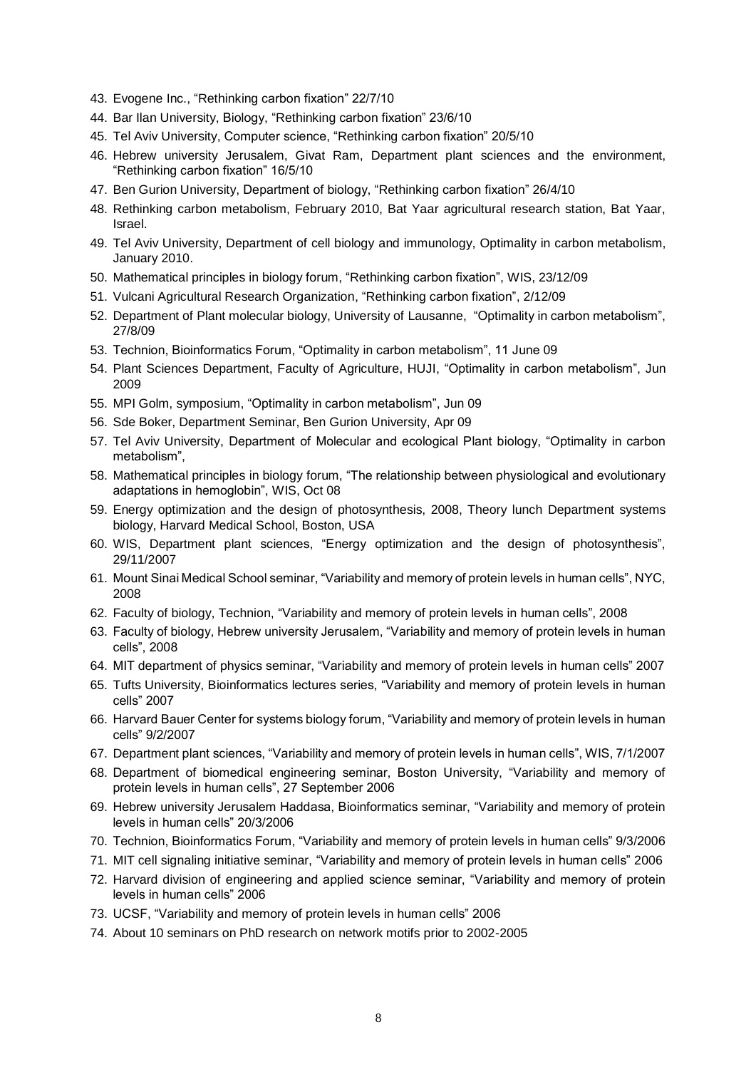43. Evogene Inc., "Rethinking carbon fixation" 22/7/10
44. Bar Ilan University, Biology, "Rethinking carbon fixation" 23/6/10
45. Tel Aviv University, Computer science, "Rethinking carbon fixation" 20/5/10
46. Hebrew university Jerusalem, Givat Ram, Department plant sciences and the environment, "Rethinking carbon fixation" 16/5/10
47. Ben Gurion University, Department of biology, "Rethinking carbon fixation" 26/4/10
48. Rethinking carbon metabolism, February 2010, Bat Yaar agricultural research station, Bat Yaar, Israel.
49. Tel Aviv University, Department of cell biology and immunology, Optimality in carbon metabolism, January 2010.
50. Mathematical principles in biology forum, "Rethinking carbon fixation", WIS, 23/12/09
51. Vulcani Agricultural Research Organization, "Rethinking carbon fixation", 2/12/09
52. Department of Plant molecular biology, University of Lausanne, "Optimality in carbon metabolism", 27/8/09
53. Technion, Bioinformatics Forum, "Optimality in carbon metabolism", 11 June 09
54. Plant Sciences Department, Faculty of Agriculture, HUJI, "Optimality in carbon metabolism", Jun 2009
55. MPI Golm, symposium, "Optimality in carbon metabolism", Jun 09
56. Sde Boker, Department Seminar, Ben Gurion University, Apr 09
57. Tel Aviv University, Department of Molecular and ecological Plant biology, "Optimality in carbon metabolism",
58. Mathematical principles in biology forum, "The relationship between physiological and evolutionary adaptations in hemoglobin", WIS, Oct 08
59. Energy optimization and the design of photosynthesis, 2008, Theory lunch Department systems biology, Harvard Medical School, Boston, USA
60. WIS, Department plant sciences, "Energy optimization and the design of photosynthesis", 29/11/2007
61. Mount Sinai Medical School seminar, "Variability and memory of protein levels in human cells", NYC, 2008
62. Faculty of biology, Technion, "Variability and memory of protein levels in human cells", 2008
63. Faculty of biology, Hebrew university Jerusalem, "Variability and memory of protein levels in human cells", 2008
64. MIT department of physics seminar, "Variability and memory of protein levels in human cells" 2007
65. Tufts University, Bioinformatics lectures series, "Variability and memory of protein levels in human cells" 2007
66. Harvard Bauer Center for systems biology forum, "Variability and memory of protein levels in human cells" 9/2/2007
67. Department plant sciences, "Variability and memory of protein levels in human cells", WIS, 7/1/2007
68. Department of biomedical engineering seminar, Boston University, "Variability and memory of protein levels in human cells", 27 September 2006
69. Hebrew university Jerusalem Haddasa, Bioinformatics seminar, "Variability and memory of protein levels in human cells" 20/3/2006
70. Technion, Bioinformatics Forum, "Variability and memory of protein levels in human cells" 9/3/2006
71. MIT cell signaling initiative seminar, "Variability and memory of protein levels in human cells" 2006
72. Harvard division of engineering and applied science seminar, "Variability and memory of protein levels in human cells" 2006
73. UCSF, "Variability and memory of protein levels in human cells" 2006
74. About 10 seminars on PhD research on network motifs prior to 2002-2005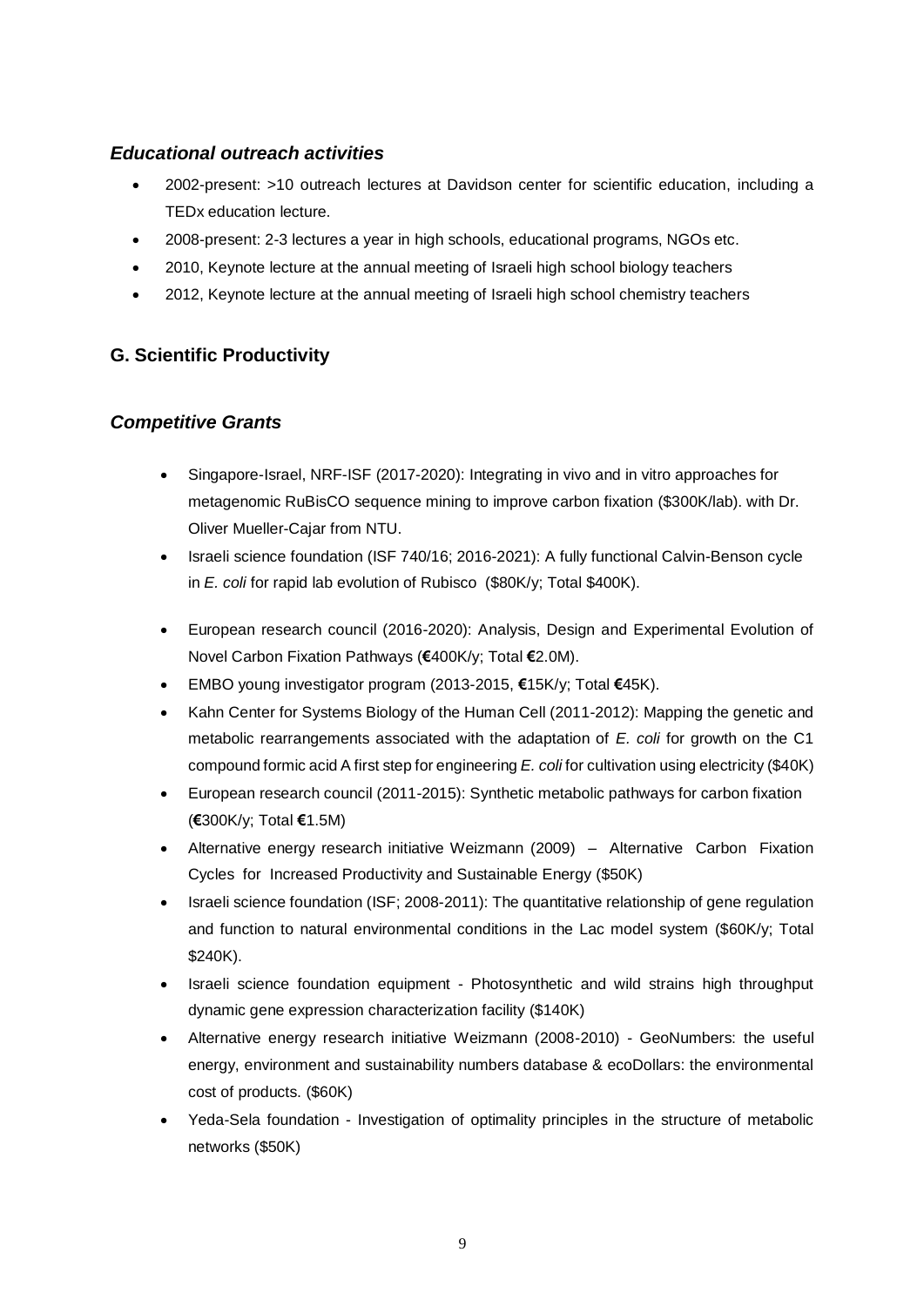### *Educational outreach activities*

- 2002-present: >10 outreach lectures at Davidson center for scientific education, including a TEDx education lecture.
- 2008-present: 2-3 lectures a year in high schools, educational programs, NGOs etc.
- 2010, Keynote lecture at the annual meeting of Israeli high school biology teachers
- 2012, Keynote lecture at the annual meeting of Israeli high school chemistry teachers

## G. Scientific Productivity

### *Competitive Grants*

- Singapore-Israel, NRF-ISF (2017-2020): Integrating in vivo and in vitro approaches for metagenomic RuBisCO sequence mining to improve carbon fixation ($300K/lab). with Dr. Oliver Mueller-Cajar from NTU.
- Israeli science foundation (ISF 740/16; 2016-2021): A fully functional Calvin-Benson cycle in *E. coli* for rapid lab evolution of Rubisco ($80K/y; Total $400K).
- European research council (2016-2020): Analysis, Design and Experimental Evolution of Novel Carbon Fixation Pathways (**€**400K/y; Total **€**2.0M).
- EMBO young investigator program (2013-2015, **€**15K/y; Total **€**45K).
- Kahn Center for Systems Biology of the Human Cell (2011-2012): Mapping the genetic and metabolic rearrangements associated with the adaptation of *E. coli* for growth on the C1 compound formic acid A first step for engineering *E. coli* for cultivation using electricity ($40K)
- European research council (2011-2015): Synthetic metabolic pathways for carbon fixation (**€**300K/y; Total **€**1.5M)
- Alternative energy research initiative Weizmann (2009) – Alternative Carbon Fixation Cycles for Increased Productivity and Sustainable Energy ($50K)
- Israeli science foundation (ISF; 2008-2011): The quantitative relationship of gene regulation and function to natural environmental conditions in the Lac model system ($60K/y; Total $240K).
- Israeli science foundation equipment - Photosynthetic and wild strains high throughput dynamic gene expression characterization facility ($140K)
- Alternative energy research initiative Weizmann (2008-2010) - GeoNumbers: the useful energy, environment and sustainability numbers database & ecoDollars: the environmental cost of products. ($60K)
- Yeda-Sela foundation - Investigation of optimality principles in the structure of metabolic networks ($50K)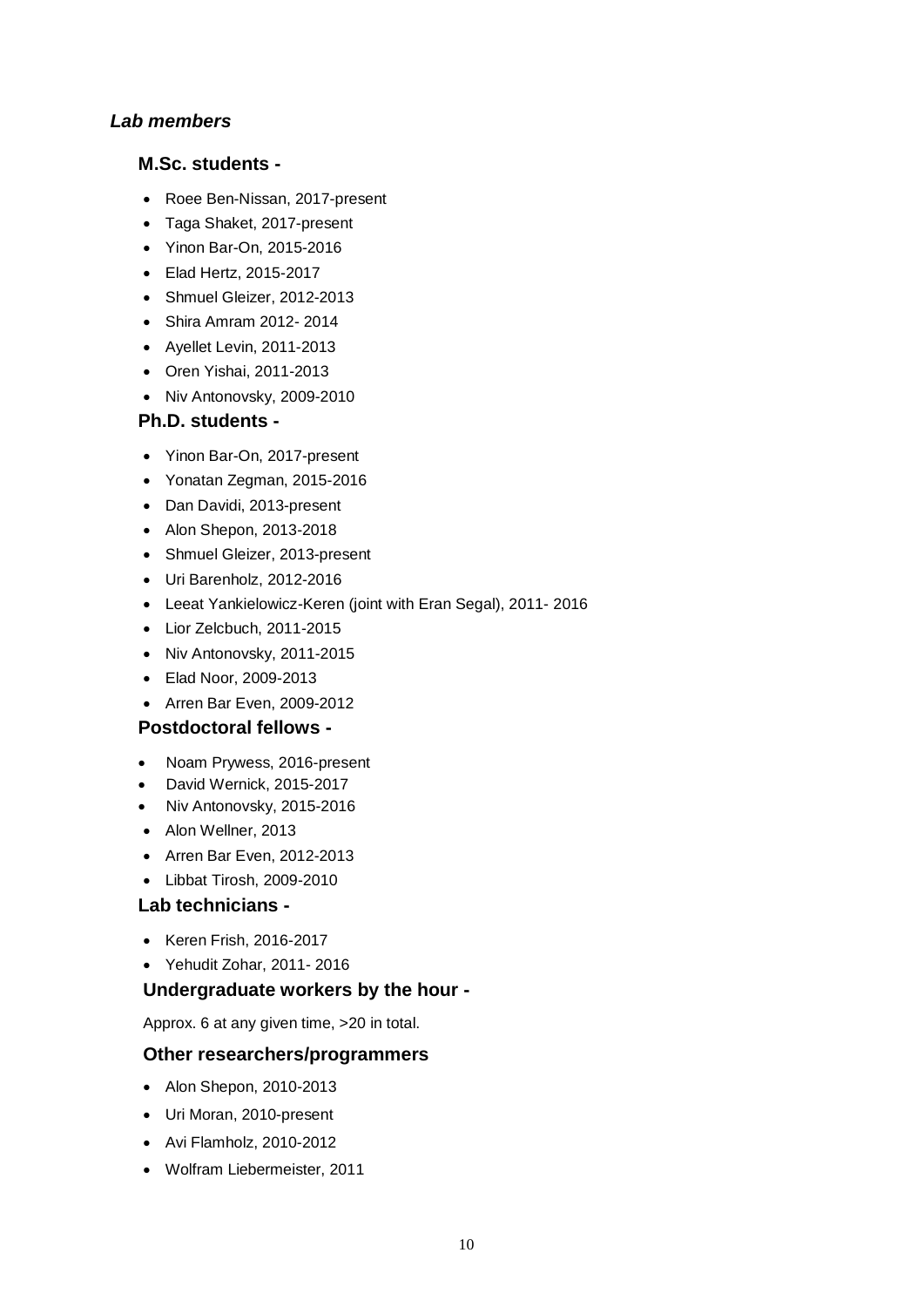### *Lab members*

#### M.Sc. students -

- Roee Ben-Nissan, 2017-present
- Taga Shaket, 2017-present
- Yinon Bar-On, 2015-2016
- Elad Hertz, 2015-2017
- Shmuel Gleizer, 2012-2013
- Shira Amram 2012- 2014
- Ayellet Levin, 2011-2013
- Oren Yishai, 2011-2013
- Niv Antonovsky, 2009-2010

#### Ph.D. students -

- Yinon Bar-On, 2017-present
- Yonatan Zegman, 2015-2016
- Dan Davidi, 2013-present
- Alon Shepon, 2013-2018
- Shmuel Gleizer, 2013-present
- Uri Barenholz, 2012-2016
- Leeat Yankielowicz-Keren (joint with Eran Segal), 2011- 2016
- Lior Zelcbuch, 2011-2015
- Niv Antonovsky, 2011-2015
- Elad Noor, 2009-2013
- Arren Bar Even, 2009-2012

#### Postdoctoral fellows -

- Noam Prywess, 2016-present
- David Wernick, 2015-2017
- Niv Antonovsky, 2015-2016
- Alon Wellner, 2013
- Arren Bar Even, 2012-2013
- Libbat Tirosh, 2009-2010

#### Lab technicians -

- Keren Frish, 2016-2017
- Yehudit Zohar, 2011- 2016

#### Undergraduate workers by the hour -

Approx. 6 at any given time, >20 in total.

#### Other researchers/programmers

- Alon Shepon, 2010-2013
- Uri Moran, 2010-present
- Avi Flamholz, 2010-2012
- Wolfram Liebermeister, 2011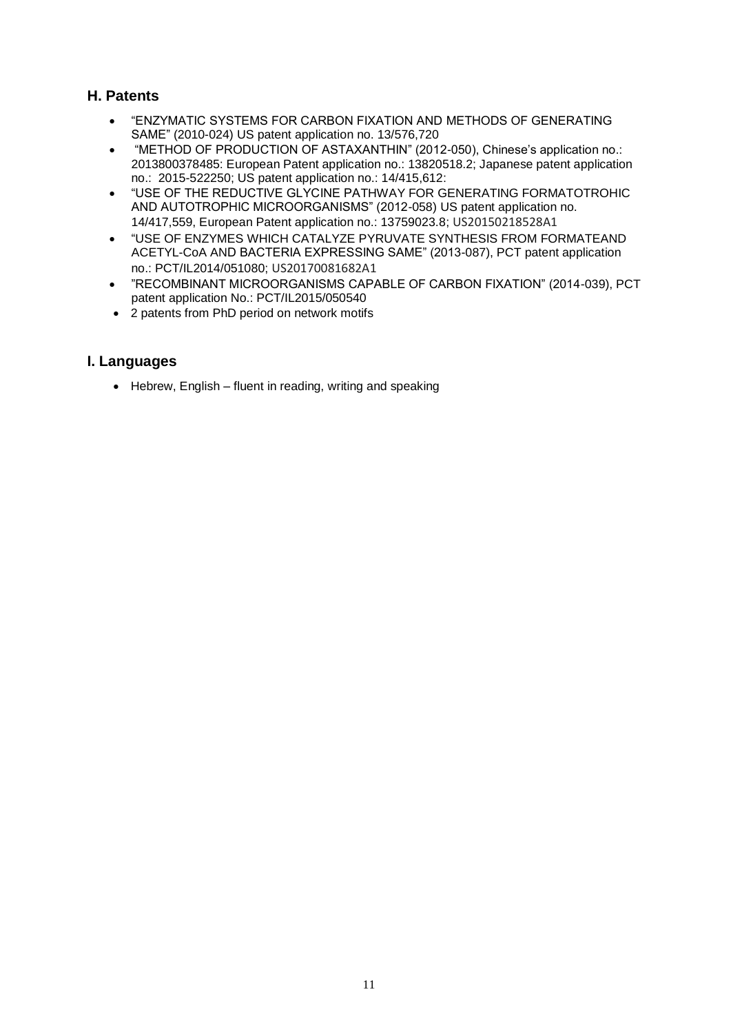## H. Patents

- "ENZYMATIC SYSTEMS FOR CARBON FIXATION AND METHODS OF GENERATING SAME" (2010-024) US patent application no. 13/576,720
- "METHOD OF PRODUCTION OF ASTAXANTHIN" (2012-050), Chinese's application no.: 2013800378485: European Patent application no.: 13820518.2; Japanese patent application no.: 2015-522250; US patent application no.: 14/415,612:
- "USE OF THE REDUCTIVE GLYCINE PATHWAY FOR GENERATING FORMATOTROHIC AND AUTOTROPHIC MICROORGANISMS" (2012-058) US patent application no. 14/417,559, European Patent application no.: 13759023.8; US20150218528A1
- "USE OF ENZYMES WHICH CATALYZE PYRUVATE SYNTHESIS FROM FORMATEAND ACETYL-CoA AND BACTERIA EXPRESSING SAME" (2013-087), PCT patent application no.: PCT/IL2014/051080; US20170081682A1
- "RECOMBINANT MICROORGANISMS CAPABLE OF CARBON FIXATION" (2014-039), PCT patent application No.: PCT/IL2015/050540
- 2 patents from PhD period on network motifs

## I. Languages

- Hebrew, English – fluent in reading, writing and speaking